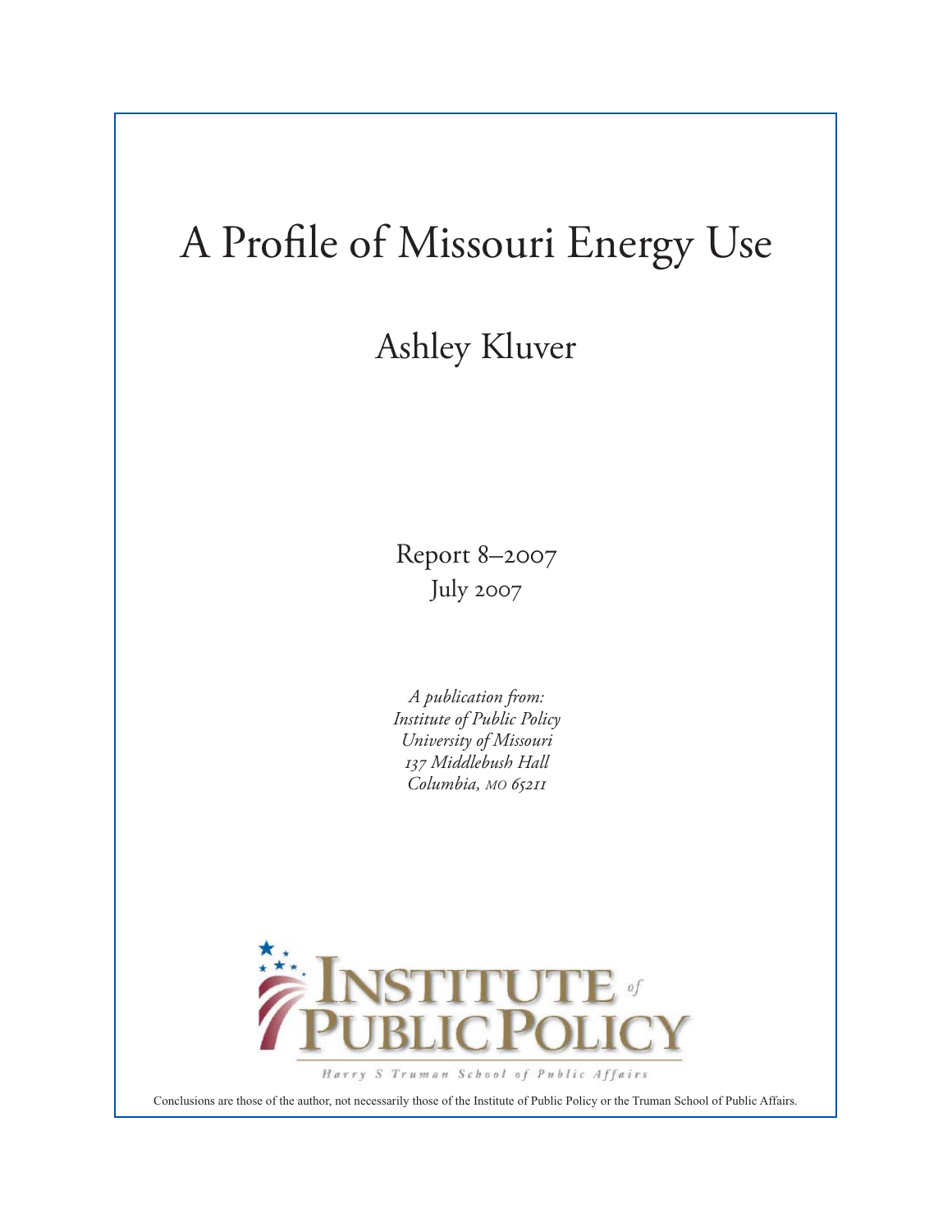# A Profile of Missouri Energy Use

## Ashley Kluver

Report 8–2007

July 2007

*A publication from:*
*Institute of Public Policy*
*University of Missouri*
*137 Middlebush Hall*
*Columbia, MO 65211*

INSTITUTE of PUBLIC POLICY

Harry S Truman School of Public Affairs

Conclusions are those of the author, not necessarily those of the Institute of Public Policy or the Truman School of Public Affairs.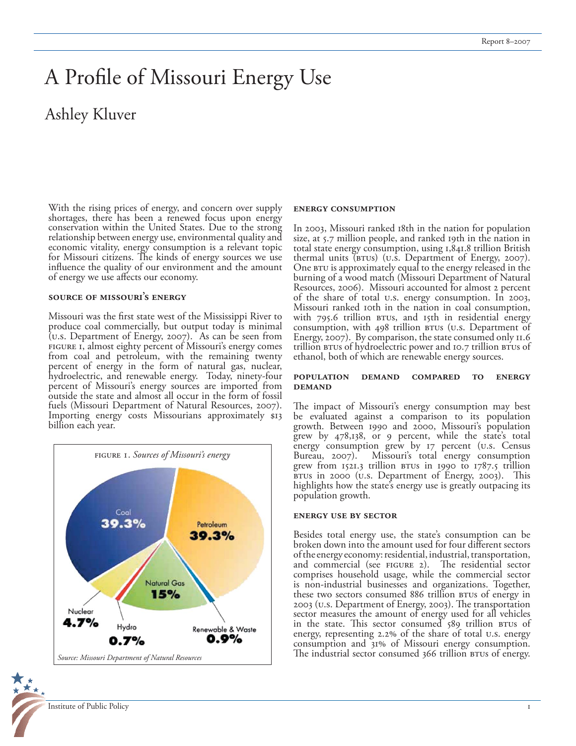# A Profile of Missouri Energy Use

## Ashley Kluver

With the rising prices of energy, and concern over supply shortages, there has been a renewed focus upon energy conservation within the United States. Due to the strong relationship between energy use, environmental quality and economic vitality, energy consumption is a relevant topic for Missouri citizens. The kinds of energy sources we use influence the quality of our environment and the amount of energy we use affects our economy.

### Source of Missouri's Energy

Missouri was the first state west of the Mississippi River to produce coal commercially, but output today is minimal (U.S. Department of Energy, 2007). As can be seen from figure 1, almost eighty percent of Missouri's energy comes from coal and petroleum, with the remaining twenty percent of energy in the form of natural gas, nuclear, hydroelectric, and renewable energy. Today, ninety-four percent of Missouri's energy sources are imported from outside the state and almost all occur in the form of fossil fuels (Missouri Department of Natural Resources, 2007). Importing energy costs Missourians approximately $13 billion each year.

FIGURE 1. *Sources of Missouri's energy*

| Source | Share |
|---|---|
| Coal | 39.3% |
| Petroleum | 39.3% |
| Natural Gas | 15% |
| Nuclear | 4.7% |
| Hydro | 0.7% |
| Renewable & Waste | 0.9% |

*Source: Missouri Department of Natural Resources*

### Energy Consumption

In 2003, Missouri ranked 18th in the nation for population size, at 5.7 million people, and ranked 19th in the nation in total state energy consumption, using 1,841.8 trillion British thermal units (BTUs) (U.S. Department of Energy, 2007). One BTU is approximately equal to the energy released in the burning of a wood match (Missouri Department of Natural Resources, 2006). Missouri accounted for almost 2 percent of the share of total U.S. energy consumption. In 2003, Missouri ranked 10th in the nation in coal consumption, with 795.6 trillion BTUs, and 15th in residential energy consumption, with 498 trillion BTUs (U.S. Department of Energy, 2007). By comparison, the state consumed only 11.6 trillion BTUs of hydroelectric power and 10.7 trillion BTUs of ethanol, both of which are renewable energy sources.

### Population Demand Compared to Energy Demand

The impact of Missouri's energy consumption may best be evaluated against a comparison to its population growth. Between 1990 and 2000, Missouri's population grew by 478,138, or 9 percent, while the state's total energy consumption grew by 17 percent (U.S. Census Bureau, 2007). Missouri's total energy consumption grew from 1521.3 trillion BTUs in 1990 to 1787.5 trillion BTUs in 2000 (U.S. Department of Energy, 2003). This highlights how the state's energy use is greatly outpacing its population growth.

### Energy Use by Sector

Besides total energy use, the state's consumption can be broken down into the amount used for four different sectors of the energy economy: residential, industrial, transportation, and commercial (see figure 2). The residential sector comprises household usage, while the commercial sector is non-industrial businesses and organizations. Together, these two sectors consumed 886 trillion BTUs of energy in 2003 (U.S. Department of Energy, 2003). The transportation sector measures the amount of energy used for all vehicles in the state. This sector consumed 589 trillion BTUs of energy, representing 2.2% of the share of total U.S. energy consumption and 31% of Missouri energy consumption. The industrial sector consumed 366 trillion BTUs of energy.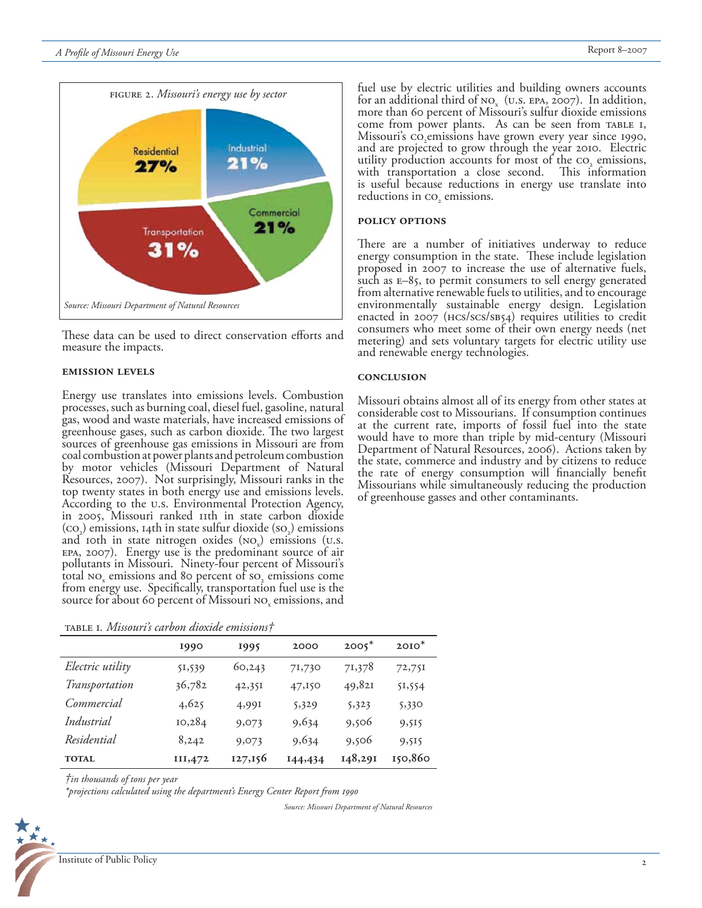FIGURE 2. *Missouri's energy use by sector*

Residential 27%
Industrial 21%
Commercial 21%
Transportation 31%

*Source: Missouri Department of Natural Resources*

These data can be used to direct conservation efforts and measure the impacts.

#### EMISSION LEVELS

Energy use translates into emissions levels. Combustion processes, such as burning coal, diesel fuel, gasoline, natural gas, wood and waste materials, have increased emissions of greenhouse gases, such as carbon dioxide. The two largest sources of greenhouse gas emissions in Missouri are from coal combustion at power plants and petroleum combustion by motor vehicles (Missouri Department of Natural Resources, 2007). Not surprisingly, Missouri ranks in the top twenty states in both energy use and emissions levels. According to the U.S. Environmental Protection Agency, in 2005, Missouri ranked 11th in state carbon dioxide ($CO_2$) emissions, 14th in state sulfur dioxide ($SO_2$) emissions and 10th in state nitrogen oxides ($NO_x$) emissions (U.S. EPA, 2007). Energy use is the predominant source of air pollutants in Missouri. Ninety-four percent of Missouri's total $NO_x$ emissions and 80 percent of $SO_2$ emissions come from energy use. Specifically, transportation fuel use is the source for about 60 percent of Missouri $NO_x$ emissions, and fuel use by electric utilities and building owners accounts for an additional third of $NO_x$ (U.S. EPA, 2007). In addition, more than 60 percent of Missouri's sulfur dioxide emissions come from power plants. As can be seen from TABLE 1, Missouri's $CO_2$ emissions have grown every year since 1990, and are projected to grow through the year 2010. Electric utility production accounts for most of the $CO_2$ emissions, with transportation a close second. This information is useful because reductions in energy use translate into reductions in $CO_2$ emissions.

TABLE 1. *Missouri's carbon dioxide emissions†*

| | 1990 | 1995 | 2000 | 2005* | 2010* |
|---|---|---|---|---|---|
| *Electric utility* | 51,539 | 60,243 | 71,730 | 71,378 | 72,751 |
| *Transportation* | 36,782 | 42,351 | 47,150 | 49,821 | 51,554 |
| *Commercial* | 4,625 | 4,991 | 5,329 | 5,323 | 5,330 |
| *Industrial* | 10,284 | 9,073 | 9,634 | 9,506 | 9,515 |
| *Residential* | 8,242 | 9,073 | 9,634 | 9,506 | 9,515 |
| **TOTAL** | **111,472** | **127,156** | **144,434** | **148,291** | **150,860** |

*†in thousands of tons per year*
*\*projections calculated using the department's Energy Center Report from 1990*

*Source: Missouri Department of Natural Resources*

#### POLICY OPTIONS

There are a number of initiatives underway to reduce energy consumption in the state. These include legislation proposed in 2007 to increase the use of alternative fuels, such as E–85, to permit consumers to sell energy generated from alternative renewable fuels to utilities, and to encourage environmentally sustainable energy design. Legislation enacted in 2007 (HCS/SCS/SB54) requires utilities to credit consumers who meet some of their own energy needs (net metering) and sets voluntary targets for electric utility use and renewable energy technologies.

#### CONCLUSION

Missouri obtains almost all of its energy from other states at considerable cost to Missourians. If consumption continues at the current rate, imports of fossil fuel into the state would have to more than triple by mid-century (Missouri Department of Natural Resources, 2006). Actions taken by the state, commerce and industry and by citizens to reduce the rate of energy consumption will financially benefit Missourians while simultaneously reducing the production of greenhouse gasses and other contaminants.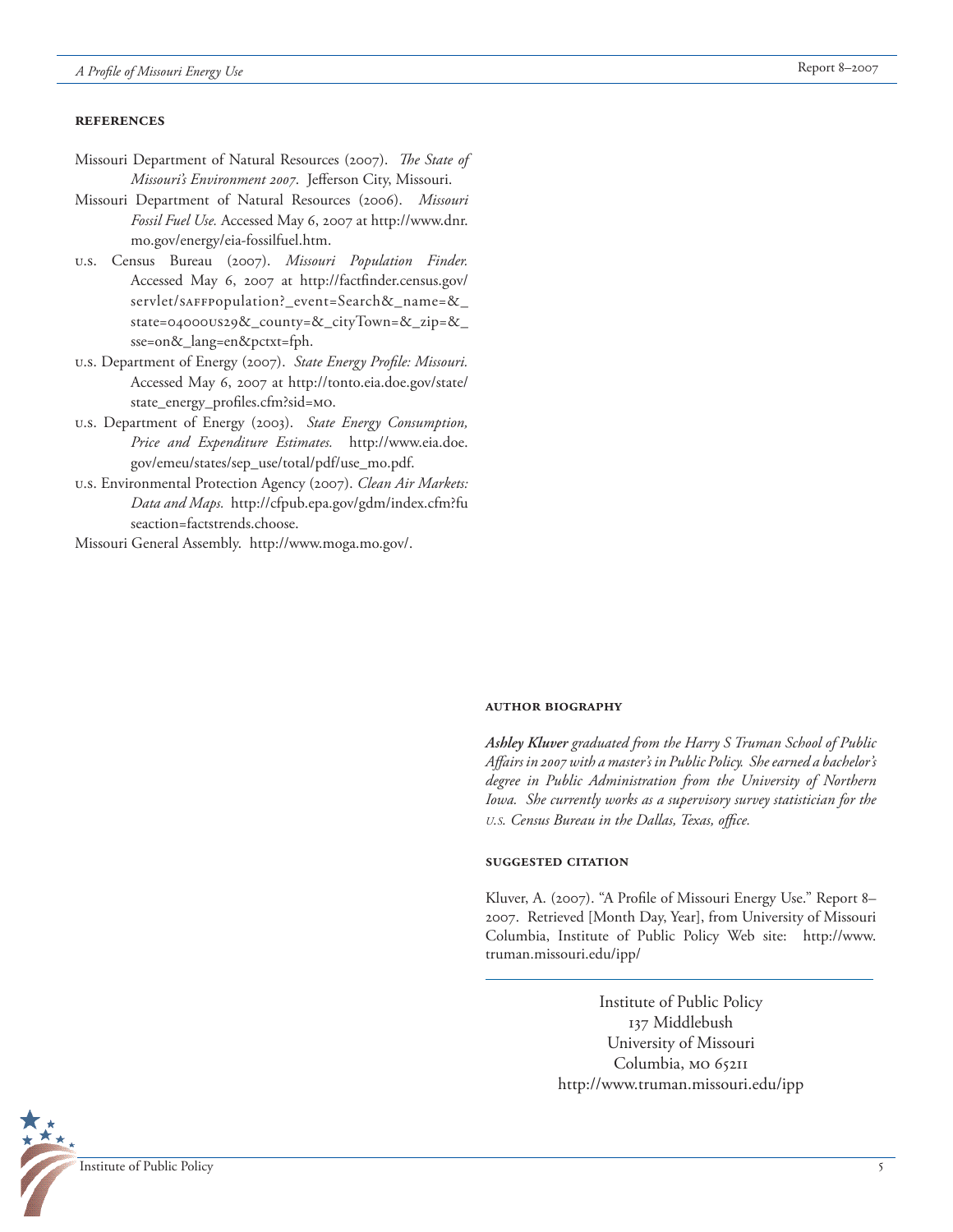## REFERENCES

Missouri Department of Natural Resources (2007). *The State of Missouri's Environment 2007*. Jefferson City, Missouri.

Missouri Department of Natural Resources (2006). *Missouri Fossil Fuel Use.* Accessed May 6, 2007 at http://www.dnr.mo.gov/energy/eia-fossilfuel.htm.

U.S. Census Bureau (2007). *Missouri Population Finder.* Accessed May 6, 2007 at http://factfinder.census.gov/servlet/SAFFPopulation?_event=Search&_name=&_state=04000US29&_county=&_cityTown=&_zip=&_sse=on&_lang=en&pctxt=fph.

U.S. Department of Energy (2007). *State Energy Profile: Missouri.* Accessed May 6, 2007 at http://tonto.eia.doe.gov/state/state_energy_profiles.cfm?sid=MO.

U.S. Department of Energy (2003). *State Energy Consumption, Price and Expenditure Estimates.* http://www.eia.doe.gov/emeu/states/sep_use/total/pdf/use_mo.pdf.

U.S. Environmental Protection Agency (2007). *Clean Air Markets: Data and Maps.* http://cfpub.epa.gov/gdm/index.cfm?fuseaction=factstrends.choose.

Missouri General Assembly. http://www.moga.mo.gov/.

## AUTHOR BIOGRAPHY

***Ashley Kluver** graduated from the Harry S Truman School of Public Affairs in 2007 with a master's in Public Policy. She earned a bachelor's degree in Public Administration from the University of Northern Iowa. She currently works as a supervisory survey statistician for the U.S. Census Bureau in the Dallas, Texas, office.*

## SUGGESTED CITATION

Kluver, A. (2007). "A Profile of Missouri Energy Use." Report 8–2007. Retrieved [Month Day, Year], from University of Missouri Columbia, Institute of Public Policy Web site: http://www.truman.missouri.edu/ipp/

Institute of Public Policy
137 Middlebush
University of Missouri
Columbia, MO 65211
http://www.truman.missouri.edu/ipp